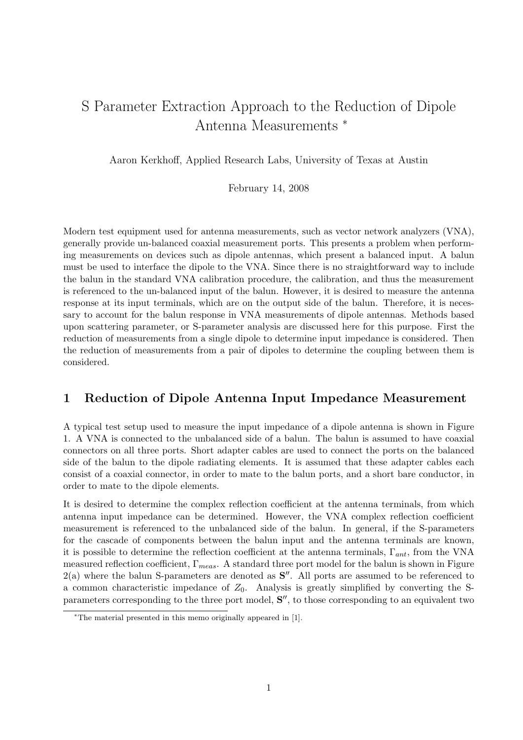# S Parameter Extraction Approach to the Reduction of Dipole Antenna Measurements *

Aaron Kerkhoff, Applied Research Labs, University of Texas at Austin

February 14, 2008

Modern test equipment used for antenna measurements, such as vector network analyzers (VNA), generally provide un-balanced coaxial measurement ports. This presents a problem when performing measurements on devices such as dipole antennas, which present a balanced input. A balun must be used to interface the dipole to the VNA. Since there is no straightforward way to include the balun in the standard VNA calibration procedure, the calibration, and thus the measurement is referenced to the un-balanced input of the balun. However, it is desired to measure the antenna response at its input terminals, which are on the output side of the balun. Therefore, it is necessary to account for the balun response in VNA measurements of dipole antennas. Methods based upon scattering parameter, or S-parameter analysis are discussed here for this purpose. First the reduction of measurements from a single dipole to determine input impedance is considered. Then the reduction of measurements from a pair of dipoles to determine the coupling between them is considered.

## 1 Reduction of Dipole Antenna Input Impedance Measurement

A typical test setup used to measure the input impedance of a dipole antenna is shown in Figure 1. A VNA is connected to the unbalanced side of a balun. The balun is assumed to have coaxial connectors on all three ports. Short adapter cables are used to connect the ports on the balanced side of the balun to the dipole radiating elements. It is assumed that these adapter cables each consist of a coaxial connector, in order to mate to the balun ports, and a short bare conductor, in order to mate to the dipole elements.

It is desired to determine the complex reflection coefficient at the antenna terminals, from which antenna input impedance can be determined. However, the VNA complex reflection coefficient measurement is referenced to the unbalanced side of the balun. In general, if the S-parameters for the cascade of components between the balun input and the antenna terminals are known, it is possible to determine the reflection coefficient at the antenna terminals, $\Gamma_{ant}$, from the VNA measured reflection coefficient, $\Gamma_{meas}$. A standard three port model for the balun is shown in Figure 2(a) where the balun S-parameters are denoted as $\mathbf{S}''$. All ports are assumed to be referenced to a common characteristic impedance of $Z_0$. Analysis is greatly simplified by converting the S-parameters corresponding to the three port model, $\mathbf{S}''$, to those corresponding to an equivalent two

*The material presented in this memo originally appeared in [1].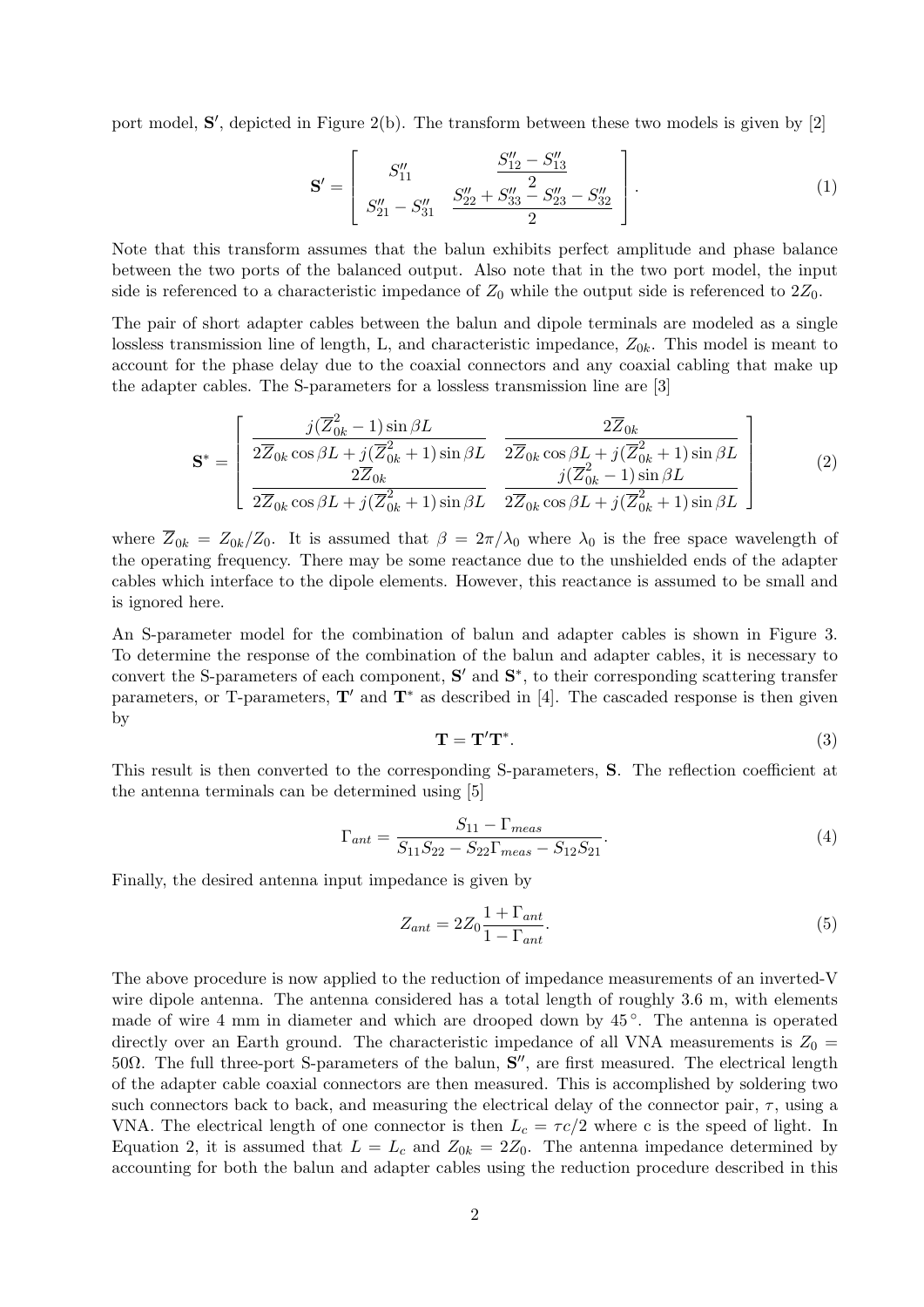port model, $\mathbf{S}'$, depicted in Figure 2(b). The transform between these two models is given by [2]

$$\mathbf{S}' = \begin{bmatrix} S''_{11} & \dfrac{S''_{12} - S''_{13}}{2} \\ S''_{21} - S''_{31} & \dfrac{S''_{22} + S''_{33} - S''_{23} - S''_{32}}{2} \end{bmatrix}. \tag{1}$$

Note that this transform assumes that the balun exhibits perfect amplitude and phase balance between the two ports of the balanced output. Also note that in the two port model, the input side is referenced to a characteristic impedance of $Z_0$ while the output side is referenced to $2Z_0$.

The pair of short adapter cables between the balun and dipole terminals are modeled as a single lossless transmission line of length, L, and characteristic impedance, $Z_{0k}$. This model is meant to account for the phase delay due to the coaxial connectors and any coaxial cabling that make up the adapter cables. The S-parameters for a lossless transmission line are [3]

$$\mathbf{S}^* = \begin{bmatrix} \dfrac{j(\overline{Z}_{0k}^2 - 1)\sin\beta L}{2\overline{Z}_{0k}\cos\beta L + j(\overline{Z}_{0k}^2 + 1)\sin\beta L} & \dfrac{2\overline{Z}_{0k}}{2\overline{Z}_{0k}\cos\beta L + j(\overline{Z}_{0k}^2 + 1)\sin\beta L} \\ \dfrac{2\overline{Z}_{0k}}{2\overline{Z}_{0k}\cos\beta L + j(\overline{Z}_{0k}^2 + 1)\sin\beta L} & \dfrac{j(\overline{Z}_{0k}^2 - 1)\sin\beta L}{2\overline{Z}_{0k}\cos\beta L + j(\overline{Z}_{0k}^2 + 1)\sin\beta L} \end{bmatrix} \tag{2}$$

where $\overline{Z}_{0k} = Z_{0k}/Z_0$. It is assumed that $\beta = 2\pi/\lambda_0$ where $\lambda_0$ is the free space wavelength of the operating frequency. There may be some reactance due to the unshielded ends of the adapter cables which interface to the dipole elements. However, this reactance is assumed to be small and is ignored here.

An S-parameter model for the combination of balun and adapter cables is shown in Figure 3. To determine the response of the combination of the balun and adapter cables, it is necessary to convert the S-parameters of each component, $\mathbf{S}'$ and $\mathbf{S}^*$, to their corresponding scattering transfer parameters, or T-parameters, $\mathbf{T}'$ and $\mathbf{T}^*$ as described in [4]. The cascaded response is then given by

$$\mathbf{T} = \mathbf{T}'\mathbf{T}^*. \tag{3}$$

This result is then converted to the corresponding S-parameters, $\mathbf{S}$. The reflection coefficient at the antenna terminals can be determined using [5]

$$\Gamma_{ant} = \frac{S_{11} - \Gamma_{meas}}{S_{11}S_{22} - S_{22}\Gamma_{meas} - S_{12}S_{21}}. \tag{4}$$

Finally, the desired antenna input impedance is given by

$$Z_{ant} = 2Z_0 \frac{1 + \Gamma_{ant}}{1 - \Gamma_{ant}}. \tag{5}$$

The above procedure is now applied to the reduction of impedance measurements of an inverted-V wire dipole antenna. The antenna considered has a total length of roughly 3.6 m, with elements made of wire 4 mm in diameter and which are drooped down by $45^\circ$. The antenna is operated directly over an Earth ground. The characteristic impedance of all VNA measurements is $Z_0 = 50\Omega$. The full three-port S-parameters of the balun, $\mathbf{S}''$, are first measured. The electrical length of the adapter cable coaxial connectors are then measured. This is accomplished by soldering two such connectors back to back, and measuring the electrical delay of the connector pair, $\tau$, using a VNA. The electrical length of one connector is then $L_c = \tau c/2$ where c is the speed of light. In Equation 2, it is assumed that $L = L_c$ and $Z_{0k} = 2Z_0$. The antenna impedance determined by accounting for both the balun and adapter cables using the reduction procedure described in this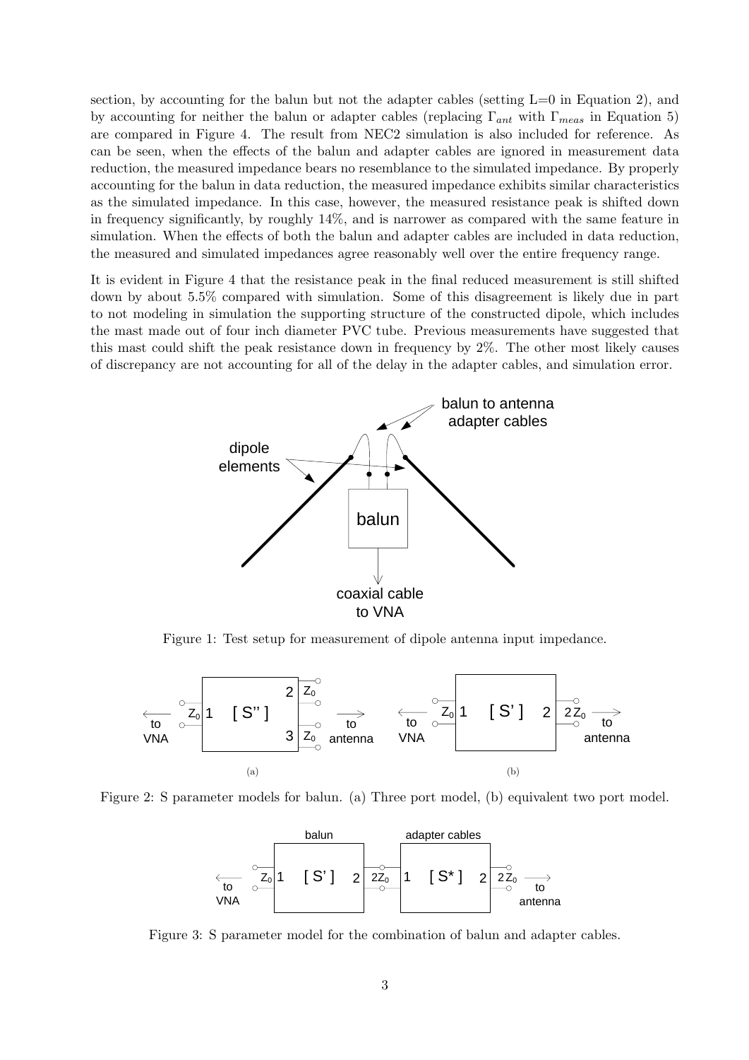section, by accounting for the balun but not the adapter cables (setting L=0 in Equation 2), and by accounting for neither the balun or adapter cables (replacing $\Gamma_{ant}$ with $\Gamma_{meas}$ in Equation 5) are compared in Figure 4. The result from NEC2 simulation is also included for reference. As can be seen, when the effects of the balun and adapter cables are ignored in measurement data reduction, the measured impedance bears no resemblance to the simulated impedance. By properly accounting for the balun in data reduction, the measured impedance exhibits similar characteristics as the simulated impedance. In this case, however, the measured resistance peak is shifted down in frequency significantly, by roughly 14%, and is narrower as compared with the same feature in simulation. When the effects of both the balun and adapter cables are included in data reduction, the measured and simulated impedances agree reasonably well over the entire frequency range.

It is evident in Figure 4 that the resistance peak in the final reduced measurement is still shifted down by about 5.5% compared with simulation. Some of this disagreement is likely due in part to not modeling in simulation the supporting structure of the constructed dipole, which includes the mast made out of four inch diameter PVC tube. Previous measurements have suggested that this mast could shift the peak resistance down in frequency by 2%. The other most likely causes of discrepancy are not accounting for all of the delay in the adapter cables, and simulation error.

Figure 1: Test setup for measurement of dipole antenna input impedance.

Figure 2: S parameter models for balun. (a) Three port model, (b) equivalent two port model.

Figure 3: S parameter model for the combination of balun and adapter cables.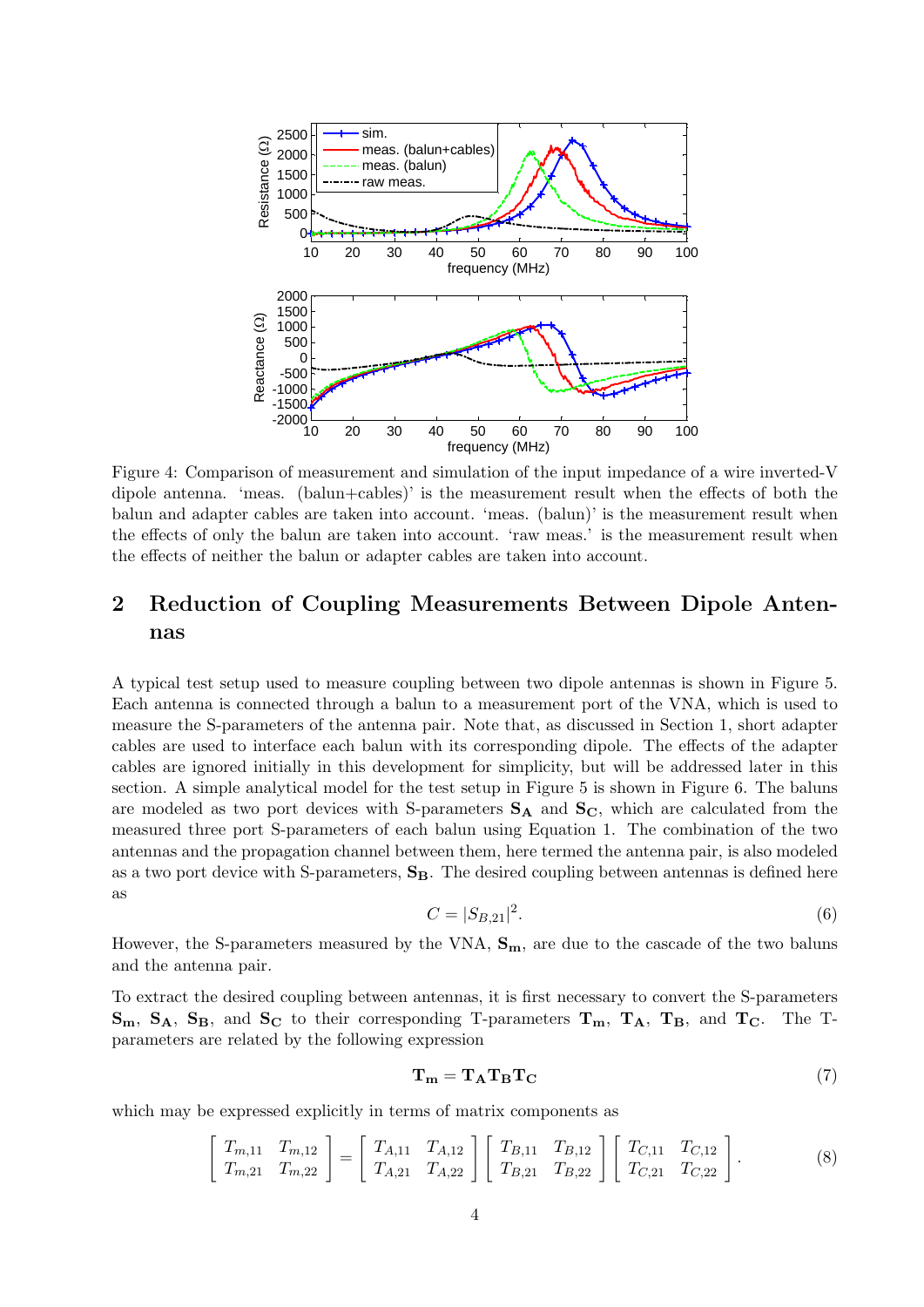Figure 4: Comparison of measurement and simulation of the input impedance of a wire inverted-V dipole antenna. 'meas. (balun+cables)' is the measurement result when the effects of both the balun and adapter cables are taken into account. 'meas. (balun)' is the measurement result when the effects of only the balun are taken into account. 'raw meas.' is the measurement result when the effects of neither the balun or adapter cables are taken into account.

## 2 Reduction of Coupling Measurements Between Dipole Antennas

A typical test setup used to measure coupling between two dipole antennas is shown in Figure 5. Each antenna is connected through a balun to a measurement port of the VNA, which is used to measure the S-parameters of the antenna pair. Note that, as discussed in Section 1, short adapter cables are used to interface each balun with its corresponding dipole. The effects of the adapter cables are ignored initially in this development for simplicity, but will be addressed later in this section. A simple analytical model for the test setup in Figure 5 is shown in Figure 6. The baluns are modeled as two port devices with S-parameters $\mathbf{S_A}$ and $\mathbf{S_C}$, which are calculated from the measured three port S-parameters of each balun using Equation 1. The combination of the two antennas and the propagation channel between them, here termed the antenna pair, is also modeled as a two port device with S-parameters, $\mathbf{S_B}$. The desired coupling between antennas is defined here as

$$C = |S_{B,21}|^2. \tag{6}$$

However, the S-parameters measured by the VNA, $\mathbf{S_m}$, are due to the cascade of the two baluns and the antenna pair.

To extract the desired coupling between antennas, it is first necessary to convert the S-parameters $\mathbf{S_m}$, $\mathbf{S_A}$, $\mathbf{S_B}$, and $\mathbf{S_C}$ to their corresponding T-parameters $\mathbf{T_m}$, $\mathbf{T_A}$, $\mathbf{T_B}$, and $\mathbf{T_C}$. The T-parameters are related by the following expression

$$\mathbf{T_m} = \mathbf{T_A}\mathbf{T_B}\mathbf{T_C} \tag{7}$$

which may be expressed explicitly in terms of matrix components as

$$\begin{bmatrix} T_{m,11} & T_{m,12} \\ T_{m,21} & T_{m,22} \end{bmatrix} = \begin{bmatrix} T_{A,11} & T_{A,12} \\ T_{A,21} & T_{A,22} \end{bmatrix} \begin{bmatrix} T_{B,11} & T_{B,12} \\ T_{B,21} & T_{B,22} \end{bmatrix} \begin{bmatrix} T_{C,11} & T_{C,12} \\ T_{C,21} & T_{C,22} \end{bmatrix}. \tag{8}$$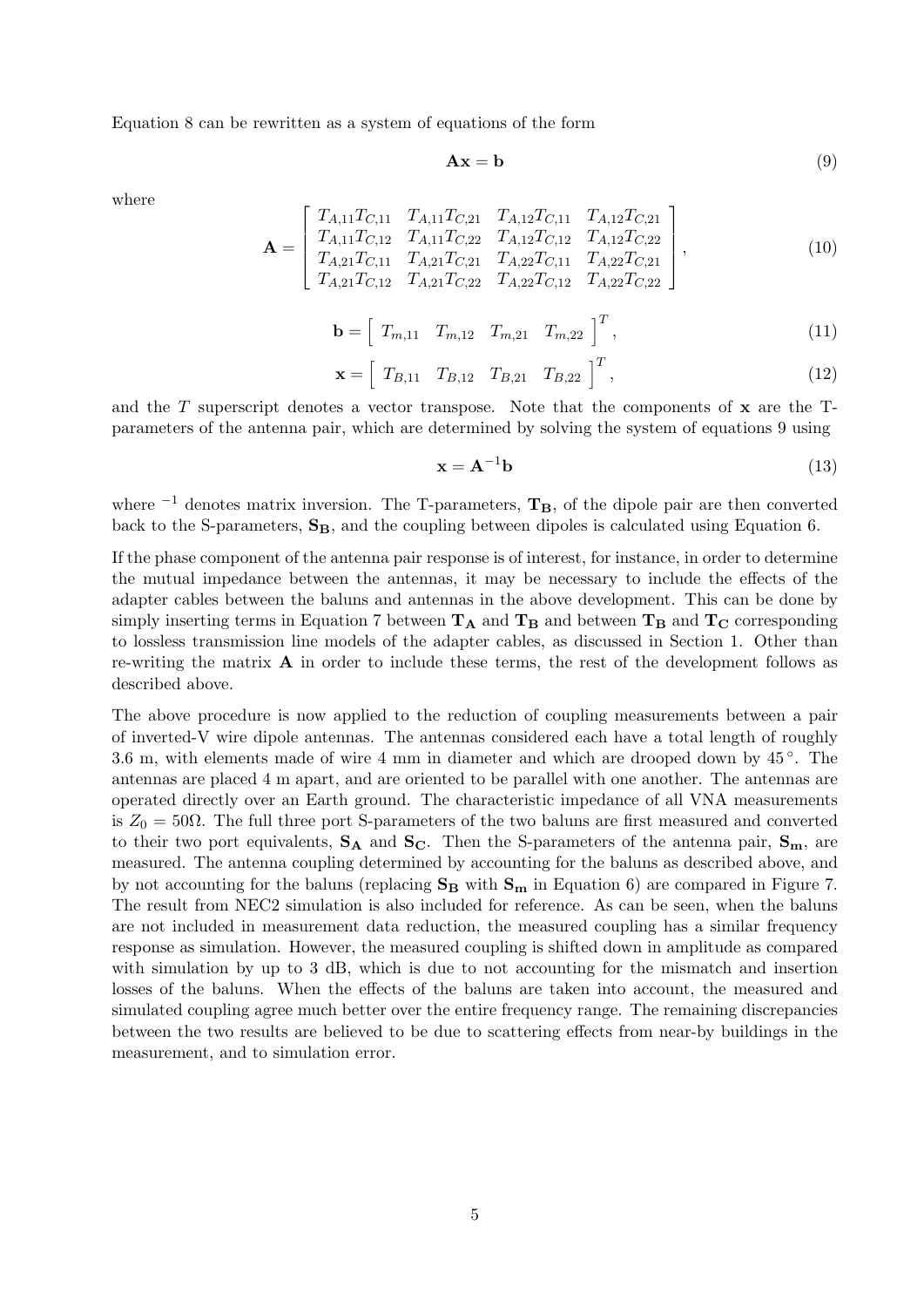Equation 8 can be rewritten as a system of equations of the form

$$\mathbf{A}\mathbf{x} = \mathbf{b} \tag{9}$$

where

$$\mathbf{A} = \begin{bmatrix} T_{A,11}T_{C,11} & T_{A,11}T_{C,21} & T_{A,12}T_{C,11} & T_{A,12}T_{C,21} \\ T_{A,11}T_{C,12} & T_{A,11}T_{C,22} & T_{A,12}T_{C,12} & T_{A,12}T_{C,22} \\ T_{A,21}T_{C,11} & T_{A,21}T_{C,21} & T_{A,22}T_{C,11} & T_{A,22}T_{C,21} \\ T_{A,21}T_{C,12} & T_{A,21}T_{C,22} & T_{A,22}T_{C,12} & T_{A,22}T_{C,22} \end{bmatrix}, \tag{10}$$

$$\mathbf{b} = \begin{bmatrix} T_{m,11} & T_{m,12} & T_{m,21} & T_{m,22} \end{bmatrix}^T, \tag{11}$$

$$\mathbf{x} = \begin{bmatrix} T_{B,11} & T_{B,12} & T_{B,21} & T_{B,22} \end{bmatrix}^T, \tag{12}$$

and the $T$ superscript denotes a vector transpose. Note that the components of $\mathbf{x}$ are the T-parameters of the antenna pair, which are determined by solving the system of equations 9 using

$$\mathbf{x} = \mathbf{A}^{-1}\mathbf{b} \tag{13}$$

where $^{-1}$ denotes matrix inversion. The T-parameters, $\mathbf{T_B}$, of the dipole pair are then converted back to the S-parameters, $\mathbf{S_B}$, and the coupling between dipoles is calculated using Equation 6.

If the phase component of the antenna pair response is of interest, for instance, in order to determine the mutual impedance between the antennas, it may be necessary to include the effects of the adapter cables between the baluns and antennas in the above development. This can be done by simply inserting terms in Equation 7 between $\mathbf{T_A}$ and $\mathbf{T_B}$ and between $\mathbf{T_B}$ and $\mathbf{T_C}$ corresponding to lossless transmission line models of the adapter cables, as discussed in Section 1. Other than re-writing the matrix $\mathbf{A}$ in order to include these terms, the rest of the development follows as described above.

The above procedure is now applied to the reduction of coupling measurements between a pair of inverted-V wire dipole antennas. The antennas considered each have a total length of roughly 3.6 m, with elements made of wire 4 mm in diameter and which are drooped down by 45$^\circ$. The antennas are placed 4 m apart, and are oriented to be parallel with one another. The antennas are operated directly over an Earth ground. The characteristic impedance of all VNA measurements is $Z_0 = 50\Omega$. The full three port S-parameters of the two baluns are first measured and converted to their two port equivalents, $\mathbf{S_A}$ and $\mathbf{S_C}$. Then the S-parameters of the antenna pair, $\mathbf{S_m}$, are measured. The antenna coupling determined by accounting for the baluns as described above, and by not accounting for the baluns (replacing $\mathbf{S_B}$ with $\mathbf{S_m}$ in Equation 6) are compared in Figure 7. The result from NEC2 simulation is also included for reference. As can be seen, when the baluns are not included in measurement data reduction, the measured coupling has a similar frequency response as simulation. However, the measured coupling is shifted down in amplitude as compared with simulation by up to 3 dB, which is due to not accounting for the mismatch and insertion losses of the baluns. When the effects of the baluns are taken into account, the measured and simulated coupling agree much better over the entire frequency range. The remaining discrepancies between the two results are believed to be due to scattering effects from near-by buildings in the measurement, and to simulation error.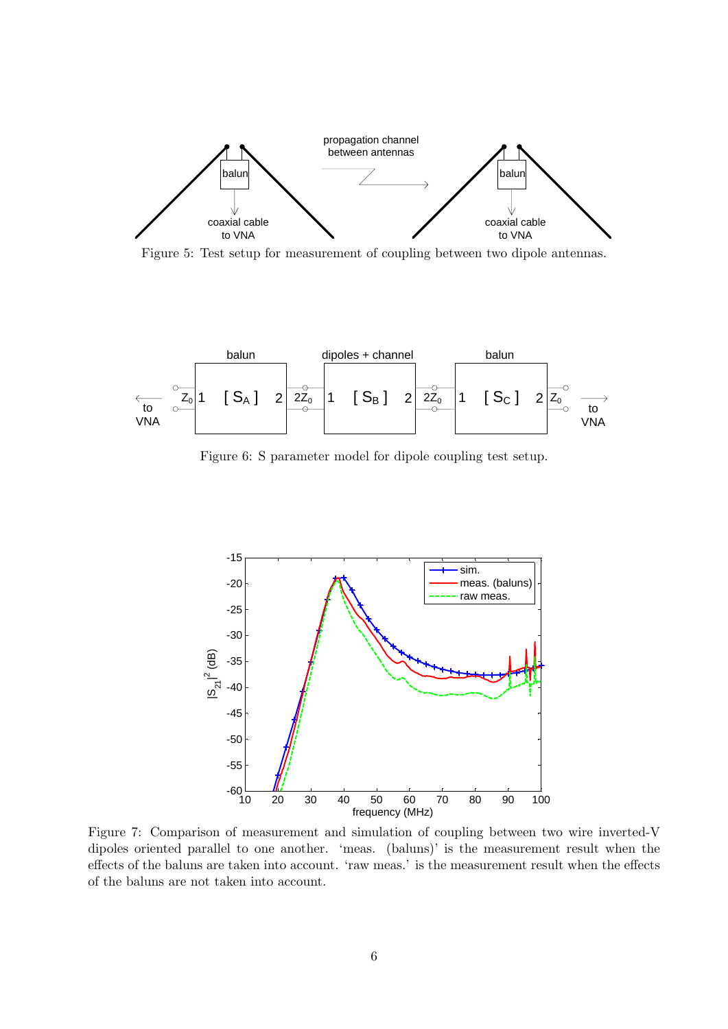Figure 5: Test setup for measurement of coupling between two dipole antennas.

Figure 6: S parameter model for dipole coupling test setup.

Figure 7: Comparison of measurement and simulation of coupling between two wire inverted-V dipoles oriented parallel to one another. 'meas. (baluns)' is the measurement result when the effects of the baluns are taken into account. 'raw meas.' is the measurement result when the effects of the baluns are not taken into account.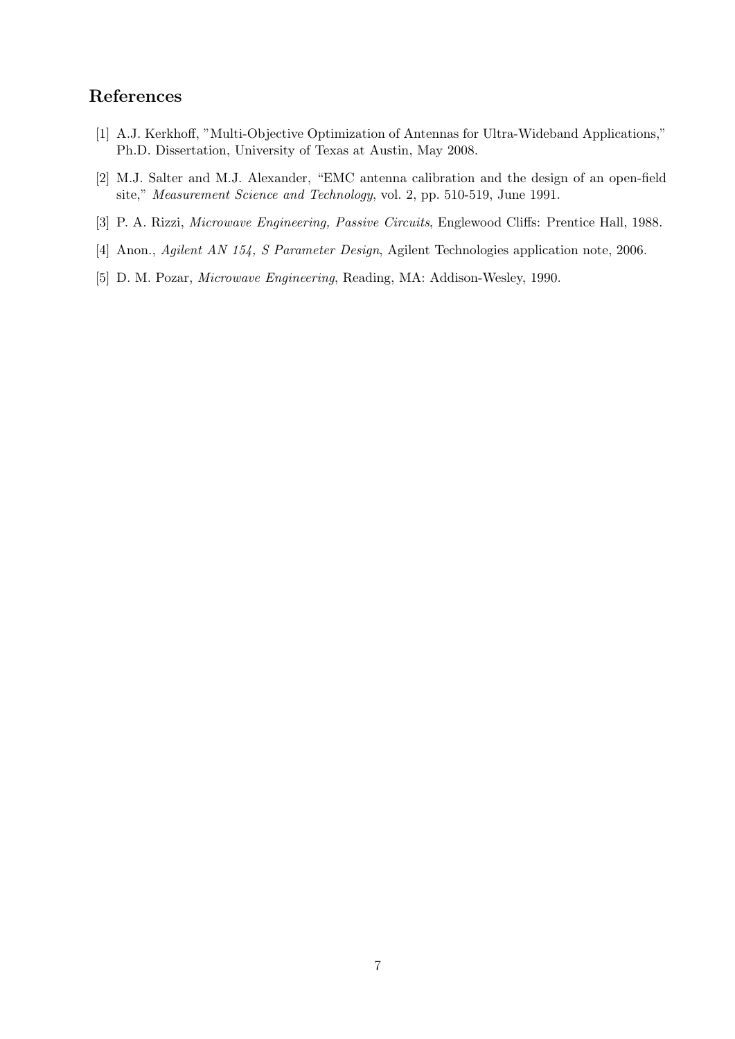## References

[1] A.J. Kerkhoff, "Multi-Objective Optimization of Antennas for Ultra-Wideband Applications," Ph.D. Dissertation, University of Texas at Austin, May 2008.

[2] M.J. Salter and M.J. Alexander, "EMC antenna calibration and the design of an open-field site," *Measurement Science and Technology*, vol. 2, pp. 510-519, June 1991.

[3] P. A. Rizzi, *Microwave Engineering, Passive Circuits*, Englewood Cliffs: Prentice Hall, 1988.

[4] Anon., *Agilent AN 154, S Parameter Design*, Agilent Technologies application note, 2006.

[5] D. M. Pozar, *Microwave Engineering*, Reading, MA: Addison-Wesley, 1990.